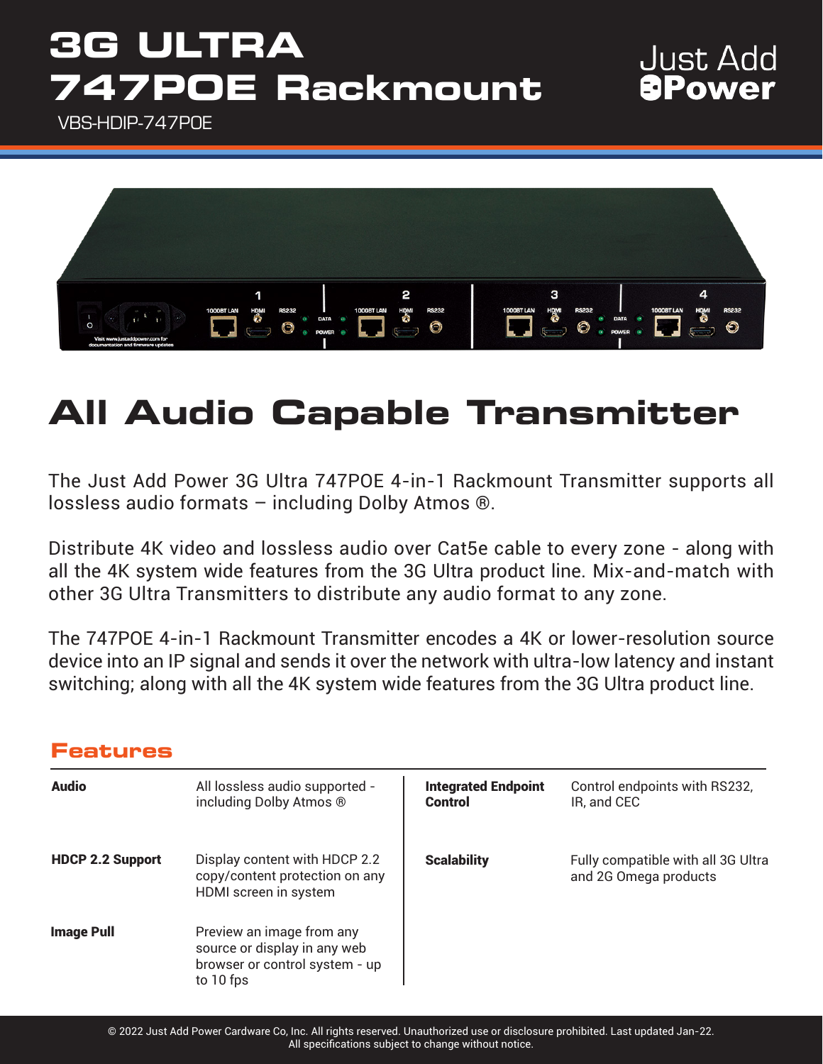# 3G ULTRA 747POE Rackmount

VBS-HDIP-747POE

Just Add Power

## All Audio Capable Transmitter

The Just Add Power 3G Ultra 747POE 4-in-1 Rackmount Transmitter supports all lossless audio formats – including Dolby Atmos ®.

Distribute 4K video and lossless audio over Cat5e cable to every zone - along with all the 4K system wide features from the 3G Ultra product line. Mix-and-match with other 3G Ultra Transmitters to distribute any audio format to any zone.

The 747POE 4-in-1 Rackmount Transmitter encodes a 4K or lower-resolution source device into an IP signal and sends it over the network with ultra-low latency and instant switching; along with all the 4K system wide features from the 3G Ultra product line.

### Features

| | | | |
|---|---|---|---|
| **Audio** | All lossless audio supported - including Dolby Atmos ® | **Integrated Endpoint Control** | Control endpoints with RS232, IR, and CEC |
| **HDCP 2.2 Support** | Display content with HDCP 2.2 copy/content protection on any HDMI screen in system | **Scalability** | Fully compatible with all 3G Ultra and 2G Omega products |
| **Image Pull** | Preview an image from any source or display in any web browser or control system - up to 10 fps | | |

© 2022 Just Add Power Cardware Co, Inc. All rights reserved. Unauthorized use or disclosure prohibited. Last updated Jan-22.
All specifications subject to change without notice.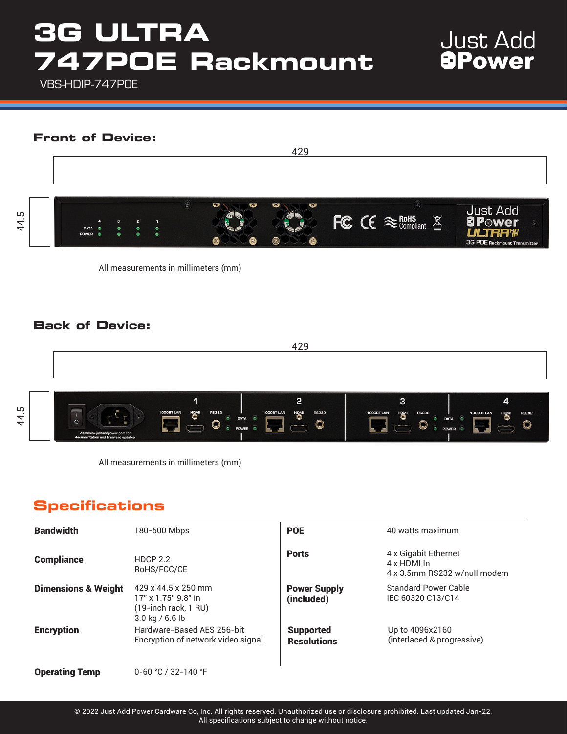# 3G ULTRA 747POE Rackmount

VBS-HDIP-747POE

Just Add Power

## Front of Device:

429

44.5

All measurements in millimeters (mm)

## Back of Device:

429

44.5

All measurements in millimeters (mm)

## Specifications

| | | | |
|---|---|---|---|
| **Bandwidth** | 180-500 Mbps | **POE** | 40 watts maximum |
| **Compliance** | HDCP 2.2<br>RoHS/FCC/CE | **Ports** | 4 x Gigabit Ethernet<br>4 x HDMI In<br>4 x 3.5mm RS232 w/null modem |
| **Dimensions & Weight** | 429 x 44.5 x 250 mm<br>17" x 1.75" 9.8" in<br>(19-inch rack, 1 RU)<br>3.0 kg / 6.6 lb | **Power Supply (included)** | Standard Power Cable<br>IEC 60320 C13/C14 |
| **Encryption** | Hardware-Based AES 256-bit<br>Encryption of network video signal | **Supported Resolutions** | Up to 4096x2160<br>(interlaced & progressive) |
| **Operating Temp** | 0-60 °C / 32-140 °F | | |

© 2022 Just Add Power Cardware Co, Inc. All rights reserved. Unauthorized use or disclosure prohibited. Last updated Jan-22.
All specifications subject to change without notice.